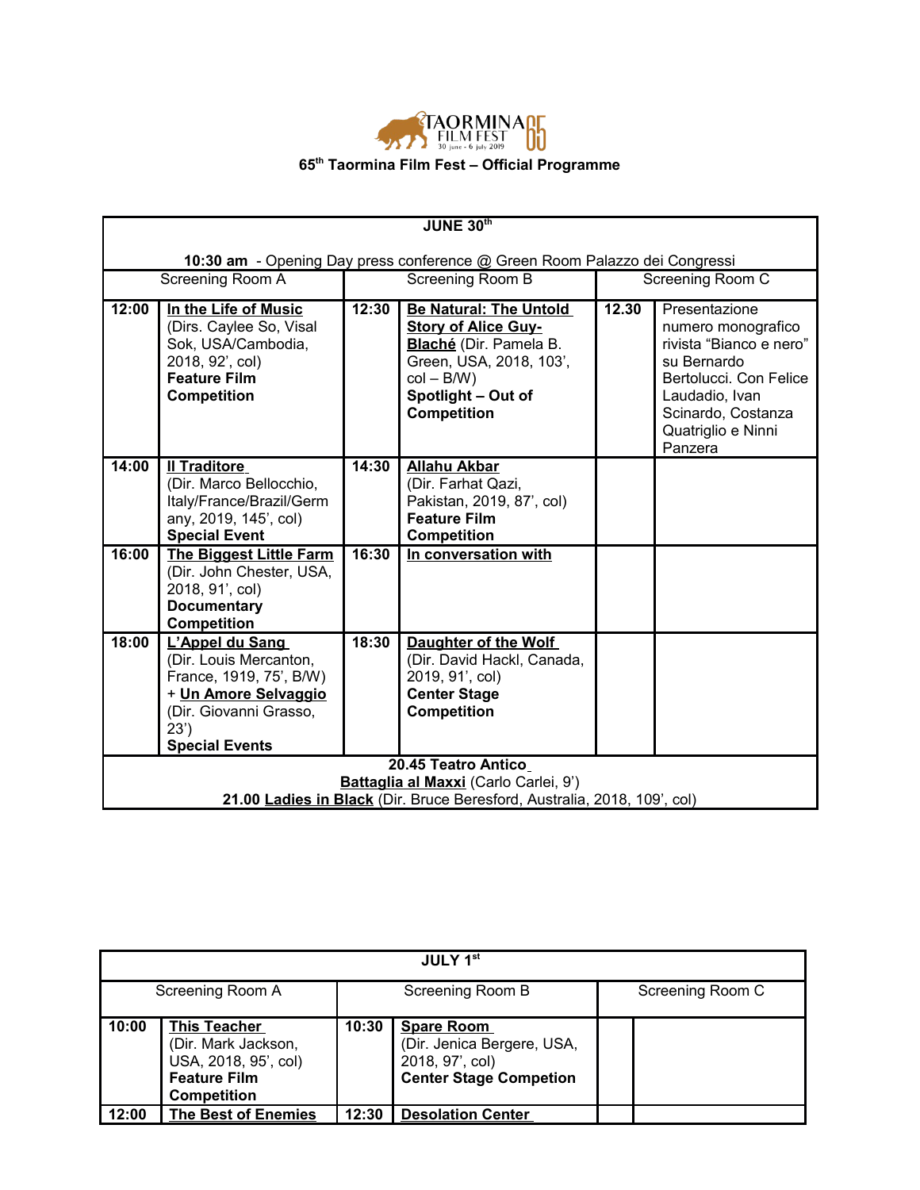TAORMINA FILM FEST 65

30 june - 6 july 2019

## 65th Taormina Film Fest – Official Programme

| JUNE 30th | | | | | |
|---|---|---|---|---|---|
| **10:30 am** - Opening Day press conference @ Green Room Palazzo dei Congressi | | | | | |
| Screening Room A | | Screening Room B | | Screening Room C | |
| **12:00** | **In the Life of Music** (Dirs. Caylee So, Visal Sok, USA/Cambodia, 2018, 92', col) **Feature Film Competition** | **12:30** | **Be Natural: The Untold Story of Alice Guy-Blaché** (Dir. Pamela B. Green, USA, 2018, 103', col – B/W) **Spotlight – Out of Competition** | **12.30** | Presentazione numero monografico rivista "Bianco e nero" su Bernardo Bertolucci. Con Felice Laudadio, Ivan Scinardo, Costanza Quatriglio e Ninni Panzera |
| **14:00** | **Il Traditore** (Dir. Marco Bellocchio, Italy/France/Brazil/Germany, 2019, 145', col) **Special Event** | **14:30** | **Allahu Akbar** (Dir. Farhat Qazi, Pakistan, 2019, 87', col) **Feature Film Competition** | | |
| **16:00** | **The Biggest Little Farm** (Dir. John Chester, USA, 2018, 91', col) **Documentary Competition** | **16:30** | **In conversation with** | | |
| **18:00** | **L'Appel du Sang** (Dir. Louis Mercanton, France, 1919, 75', B/W) + **Un Amore Selvaggio** (Dir. Giovanni Grasso, 23') **Special Events** | **18:30** | **Daughter of the Wolf** (Dir. David Hackl, Canada, 2019, 91', col) **Center Stage Competition** | | |
| **20.45 Teatro Antico** **Battaglia al Maxxi** (Carlo Carlei, 9') **21.00 Ladies in Black** (Dir. Bruce Beresford, Australia, 2018, 109', col) | | | | | |

| JULY 1st | | | | | |
|---|---|---|---|---|---|
| Screening Room A | | Screening Room B | | Screening Room C | |
| **10:00** | **This Teacher** (Dir. Mark Jackson, USA, 2018, 95', col) **Feature Film Competition** | **10:30** | **Spare Room** (Dir. Jenica Bergere, USA, 2018, 97', col) **Center Stage Competion** | | |
| **12:00** | **The Best of Enemies** | **12:30** | **Desolation Center** | | |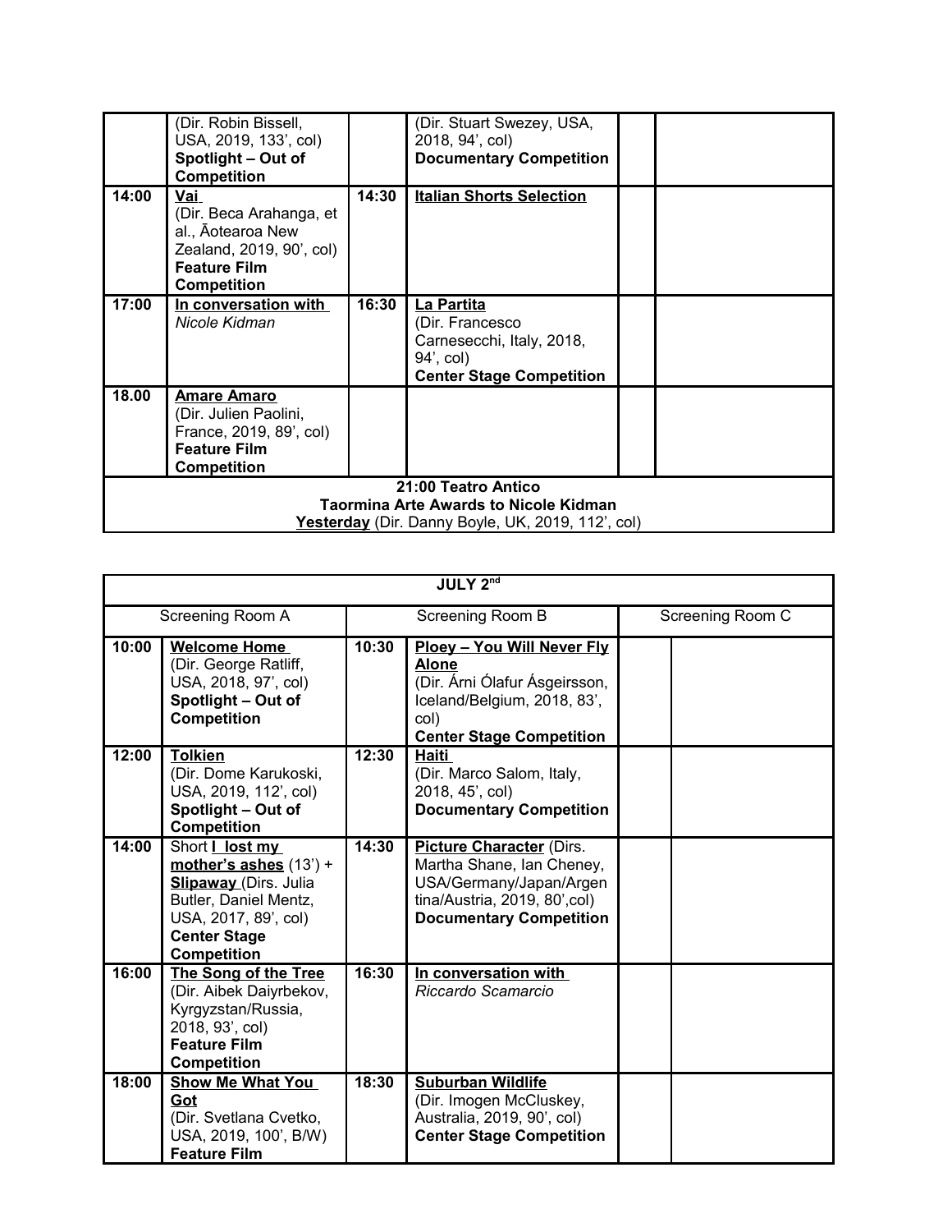| | | | | | |
|---|---|---|---|---|---|
| | (Dir. Robin Bissell, USA, 2019, 133', col) **Spotlight – Out of Competition** | | (Dir. Stuart Swezey, USA, 2018, 94', col) **Documentary Competition** | | |
| **14:00** | **Vai** (Dir. Beca Arahanga, et al., Āotearoa New Zealand, 2019, 90', col) **Feature Film Competition** | **14:30** | **Italian Shorts Selection** | | |
| **17:00** | **In conversation with** *Nicole Kidman* | **16:30** | **La Partita** (Dir. Francesco Carnesecchi, Italy, 2018, 94', col) **Center Stage Competition** | | |
| **18.00** | **Amare Amaro** (Dir. Julien Paolini, France, 2019, 89', col) **Feature Film Competition** | | | | |
| **21:00 Teatro Antico** **Taormina Arte Awards to Nicole Kidman** **Yesterday** (Dir. Danny Boyle, UK, 2019, 112', col) | | | | | |

| **JULY 2nd** | | | | | |
|---|---|---|---|---|---|
| Screening Room A | | Screening Room B | | Screening Room C | |
| **10:00** | **Welcome Home** (Dir. George Ratliff, USA, 2018, 97', col) **Spotlight – Out of Competition** | **10:30** | **Ploey – You Will Never Fly Alone** (Dir. Árni Ólafur Ásgeirsson, Iceland/Belgium, 2018, 83', col) **Center Stage Competition** | | |
| **12:00** | **Tolkien** (Dir. Dome Karukoski, USA, 2019, 112', col) **Spotlight – Out of Competition** | **12:30** | **Haiti** (Dir. Marco Salom, Italy, 2018, 45', col) **Documentary Competition** | | |
| **14:00** | Short **I lost my mother's ashes** (13') + **Slipaway** (Dirs. Julia Butler, Daniel Mentz, USA, 2017, 89', col) **Center Stage Competition** | **14:30** | **Picture Character** (Dirs. Martha Shane, Ian Cheney, USA/Germany/Japan/Argentina/Austria, 2019, 80',col) **Documentary Competition** | | |
| **16:00** | **The Song of the Tree** (Dir. Aibek Daiyrbekov, Kyrgyzstan/Russia, 2018, 93', col) **Feature Film Competition** | **16:30** | **In conversation with** *Riccardo Scamarcio* | | |
| **18:00** | **Show Me What You Got** (Dir. Svetlana Cvetko, USA, 2019, 100', B/W) **Feature Film** | **18:30** | **Suburban Wildlife** (Dir. Imogen McCluskey, Australia, 2019, 90', col) **Center Stage Competition** | | |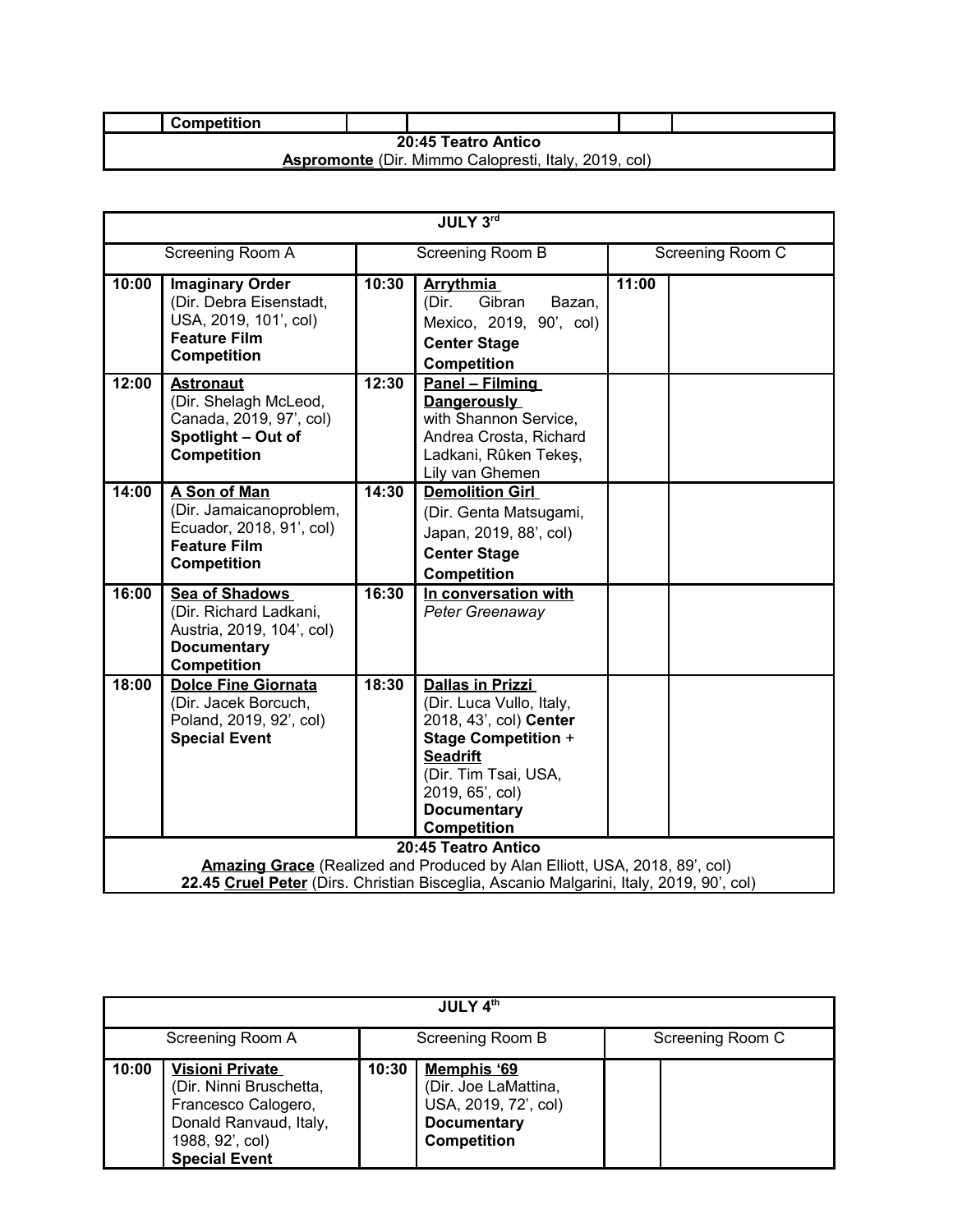| | Competition | | | | |
|---|---|---|---|---|---|
| **20:45 Teatro Antico** **Aspromonte** (Dir. Mimmo Calopresti, Italy, 2019, col) | | | | | |

| **JULY 3rd** | | | | | |
|---|---|---|---|---|---|
| Screening Room A | | Screening Room B | | Screening Room C | |
| **10:00** | **Imaginary Order** (Dir. Debra Eisenstadt, USA, 2019, 101', col) **Feature Film Competition** | **10:30** | **Arrythmia** (Dir. Gibran Bazan, Mexico, 2019, 90', col) **Center Stage Competition** | **11:00** | |
| **12:00** | **Astronaut** (Dir. Shelagh McLeod, Canada, 2019, 97', col) **Spotlight – Out of Competition** | **12:30** | **Panel – Filming Dangerously** with Shannon Service, Andrea Crosta, Richard Ladkani, Rûken Tekeş, Lily van Ghemen | | |
| **14:00** | **A Son of Man** (Dir. Jamaicanoproblem, Ecuador, 2018, 91', col) **Feature Film Competition** | **14:30** | **Demolition Girl** (Dir. Genta Matsugami, Japan, 2019, 88', col) **Center Stage Competition** | | |
| **16:00** | **Sea of Shadows** (Dir. Richard Ladkani, Austria, 2019, 104', col) **Documentary Competition** | **16:30** | **In conversation with** *Peter Greenaway* | | |
| **18:00** | **Dolce Fine Giornata** (Dir. Jacek Borcuch, Poland, 2019, 92', col) **Special Event** | **18:30** | **Dallas in Prizzi** (Dir. Luca Vullo, Italy, 2018, 43', col) **Center Stage Competition** + **Seadrift** (Dir. Tim Tsai, USA, 2019, 65', col) **Documentary Competition** | | |
| **20:45 Teatro Antico** **Amazing Grace** (Realized and Produced by Alan Elliott, USA, 2018, 89', col) **22.45 Cruel Peter** (Dirs. Christian Bisceglia, Ascanio Malgarini, Italy, 2019, 90', col) | | | | | |

| **JULY 4th** | | | | | |
|---|---|---|---|---|---|
| Screening Room A | | Screening Room B | | Screening Room C | |
| **10:00** | **Visioni Private** (Dir. Ninni Bruschetta, Francesco Calogero, Donald Ranvaud, Italy, 1988, 92', col) **Special Event** | **10:30** | **Memphis '69** (Dir. Joe LaMattina, USA, 2019, 72', col) **Documentary Competition** | | |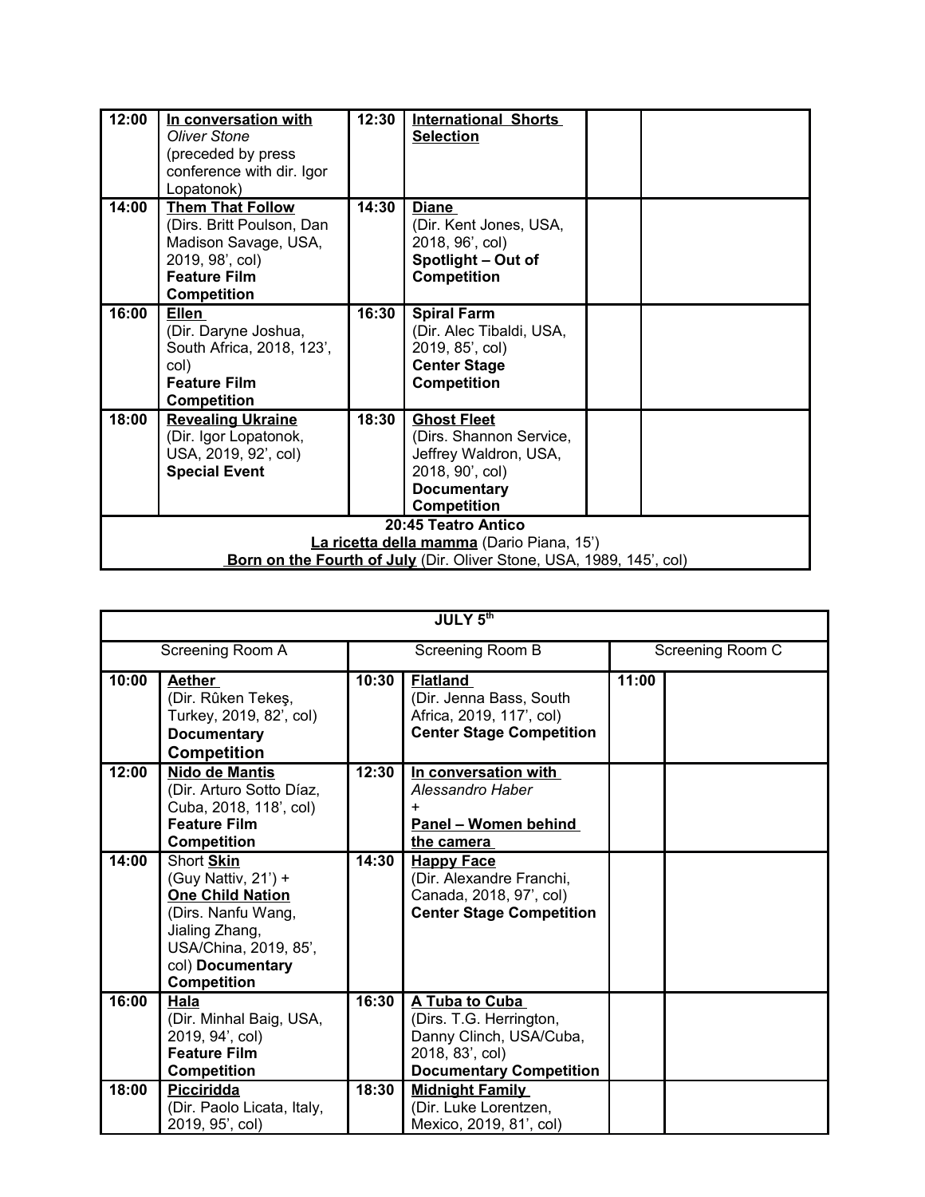| | | | | | |
|---|---|---|---|---|---|
| 12:00 | **In conversation with** *Oliver Stone* (preceded by press conference with dir. Igor Lopatonok) | 12:30 | **International Shorts Selection** | | |
| 14:00 | **Them That Follow** (Dirs. Britt Poulson, Dan Madison Savage, USA, 2019, 98', col) **Feature Film Competition** | 14:30 | **Diane** (Dir. Kent Jones, USA, 2018, 96', col) **Spotlight – Out of Competition** | | |
| 16:00 | **Ellen** (Dir. Daryne Joshua, South Africa, 2018, 123', col) **Feature Film Competition** | 16:30 | **Spiral Farm** (Dir. Alec Tibaldi, USA, 2019, 85', col) **Center Stage Competition** | | |
| 18:00 | **Revealing Ukraine** (Dir. Igor Lopatonok, USA, 2019, 92', col) **Special Event** | 18:30 | **Ghost Fleet** (Dirs. Shannon Service, Jeffrey Waldron, USA, 2018, 90', col) **Documentary Competition** | | |
| **20:45 Teatro Antico** **La ricetta della mamma** (Dario Piana, 15') **Born on the Fourth of July** (Dir. Oliver Stone, USA, 1989, 145', col) | | | | | |

| **JULY 5th** | | | | | |
|---|---|---|---|---|---|
| Screening Room A | | Screening Room B | | Screening Room C | |
| 10:00 | **Aether** (Dir. Rûken Tekeş, Turkey, 2019, 82', col) **Documentary Competition** | 10:30 | **Flatland** (Dir. Jenna Bass, South Africa, 2019, 117', col) **Center Stage Competition** | 11:00 | |
| 12:00 | **Nido de Mantis** (Dir. Arturo Sotto Díaz, Cuba, 2018, 118', col) **Feature Film Competition** | 12:30 | **In conversation with** *Alessandro Haber* + **Panel – Women behind the camera** | | |
| 14:00 | Short **Skin** (Guy Nattiv, 21') + **One Child Nation** (Dirs. Nanfu Wang, Jialing Zhang, USA/China, 2019, 85', col) **Documentary Competition** | 14:30 | **Happy Face** (Dir. Alexandre Franchi, Canada, 2018, 97', col) **Center Stage Competition** | | |
| 16:00 | **Hala** (Dir. Minhal Baig, USA, 2019, 94', col) **Feature Film Competition** | 16:30 | **A Tuba to Cuba** (Dirs. T.G. Herrington, Danny Clinch, USA/Cuba, 2018, 83', col) **Documentary Competition** | | |
| 18:00 | **Picciridda** (Dir. Paolo Licata, Italy, 2019, 95', col) | 18:30 | **Midnight Family** (Dir. Luke Lorentzen, Mexico, 2019, 81', col) | | |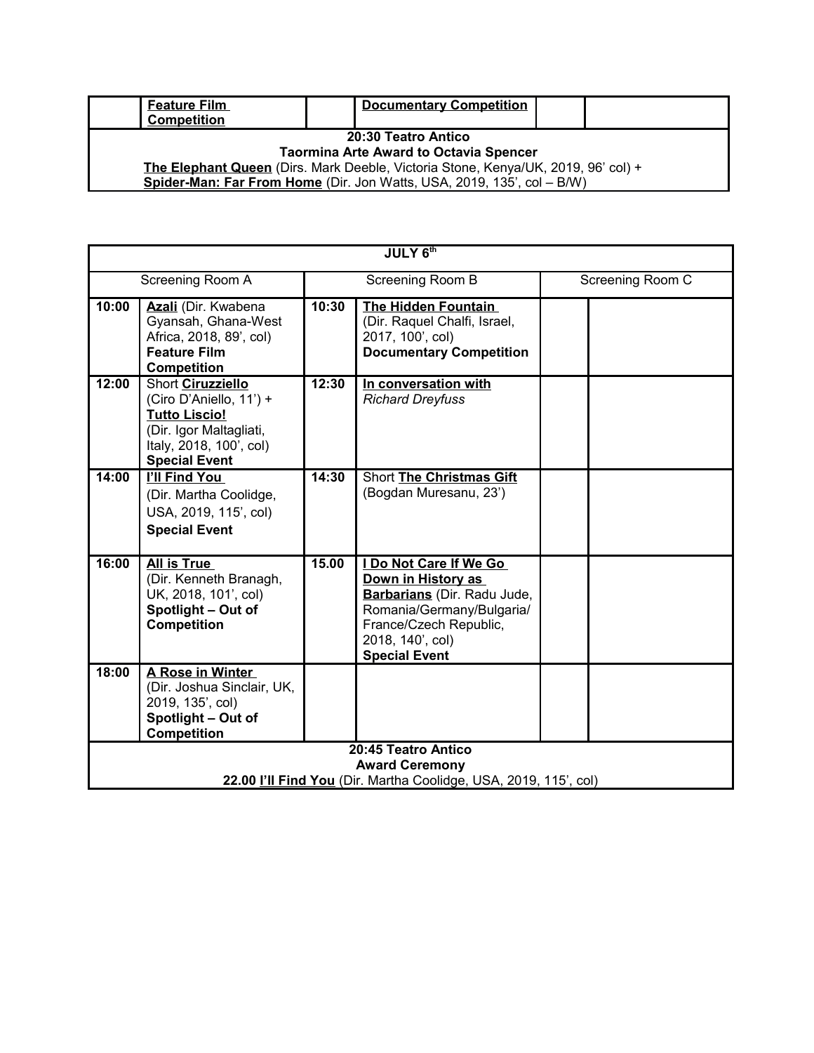| | | | | | |
|---|---|---|---|---|---|
| | **Feature Film Competition** | | **Documentary Competition** | | |
| **20:30 Teatro Antico**<br>**Taormina Arte Award to Octavia Spencer**<br>**The Elephant Queen** (Dirs. Mark Deeble, Victoria Stone, Kenya/UK, 2019, 96' col) +<br>**Spider-Man: Far From Home** (Dir. Jon Watts, USA, 2019, 135', col – B/W) | | | | | |

| **JULY 6th** | | | | | |
|---|---|---|---|---|---|
| Screening Room A | | Screening Room B | | Screening Room C | |
| **10:00** | **Azali** (Dir. Kwabena Gyansah, Ghana-West Africa, 2018, 89', col)<br>**Feature Film Competition** | **10:30** | **The Hidden Fountain** (Dir. Raquel Chalfi, Israel, 2017, 100', col)<br>**Documentary Competition** | | |
| **12:00** | Short **Ciruzziello** (Ciro D'Aniello, 11') + **Tutto Liscio!** (Dir. Igor Maltagliati, Italy, 2018, 100', col)<br>**Special Event** | **12:30** | **In conversation with** *Richard Dreyfuss* | | |
| **14:00** | **I'll Find You** (Dir. Martha Coolidge, USA, 2019, 115', col)<br>**Special Event** | **14:30** | Short **The Christmas Gift** (Bogdan Muresanu, 23') | | |
| **16:00** | **All is True** (Dir. Kenneth Branagh, UK, 2018, 101', col)<br>**Spotlight – Out of Competition** | **15.00** | **I Do Not Care If We Go Down in History as Barbarians** (Dir. Radu Jude, Romania/Germany/Bulgaria/France/Czech Republic, 2018, 140', col)<br>**Special Event** | | |
| **18:00** | **A Rose in Winter** (Dir. Joshua Sinclair, UK, 2019, 135', col)<br>**Spotlight – Out of Competition** | | | | |
| **20:45 Teatro Antico**<br>**Award Ceremony**<br>**22.00 I'll Find You** (Dir. Martha Coolidge, USA, 2019, 115', col) | | | | | |